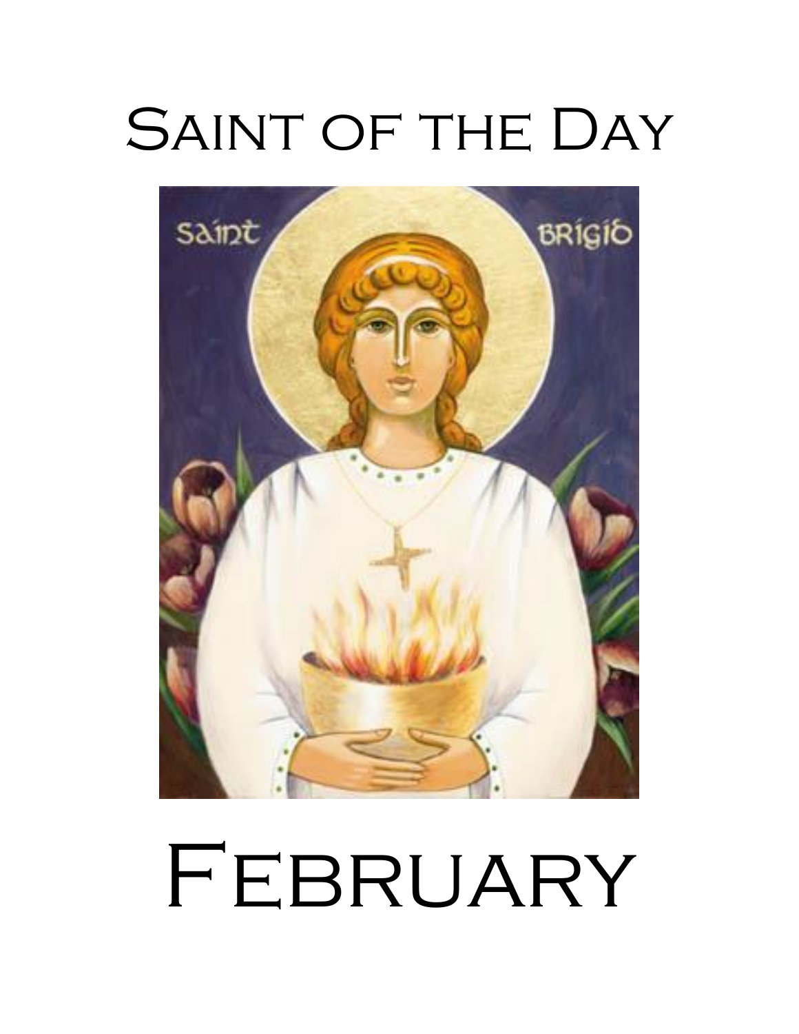# Saint of the Day

# February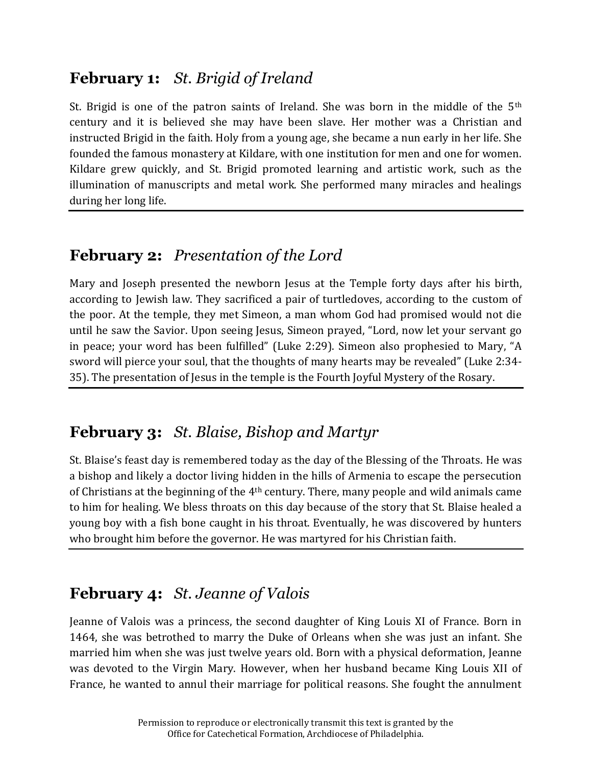## **February 1:** *St. Brigid of Ireland*

St. Brigid is one of the patron saints of Ireland. She was born in the middle of the 5th century and it is believed she may have been slave. Her mother was a Christian and instructed Brigid in the faith. Holy from a young age, she became a nun early in her life. She founded the famous monastery at Kildare, with one institution for men and one for women. Kildare grew quickly, and St. Brigid promoted learning and artistic work, such as the illumination of manuscripts and metal work. She performed many miracles and healings during her long life.

---

## **February 2:** *Presentation of the Lord*

Mary and Joseph presented the newborn Jesus at the Temple forty days after his birth, according to Jewish law. They sacrificed a pair of turtledoves, according to the custom of the poor. At the temple, they met Simeon, a man whom God had promised would not die until he saw the Savior. Upon seeing Jesus, Simeon prayed, "Lord, now let your servant go in peace; your word has been fulfilled" (Luke 2:29). Simeon also prophesied to Mary, "A sword will pierce your soul, that the thoughts of many hearts may be revealed" (Luke 2:34-35). The presentation of Jesus in the temple is the Fourth Joyful Mystery of the Rosary.

---

## **February 3:** *St. Blaise, Bishop and Martyr*

St. Blaise's feast day is remembered today as the day of the Blessing of the Throats. He was a bishop and likely a doctor living hidden in the hills of Armenia to escape the persecution of Christians at the beginning of the 4th century. There, many people and wild animals came to him for healing. We bless throats on this day because of the story that St. Blaise healed a young boy with a fish bone caught in his throat. Eventually, he was discovered by hunters who brought him before the governor. He was martyred for his Christian faith.

---

## **February 4:** *St. Jeanne of Valois*

Jeanne of Valois was a princess, the second daughter of King Louis XI of France. Born in 1464, she was betrothed to marry the Duke of Orleans when she was just an infant. She married him when she was just twelve years old. Born with a physical deformation, Jeanne was devoted to the Virgin Mary. However, when her husband became King Louis XII of France, he wanted to annul their marriage for political reasons. She fought the annulment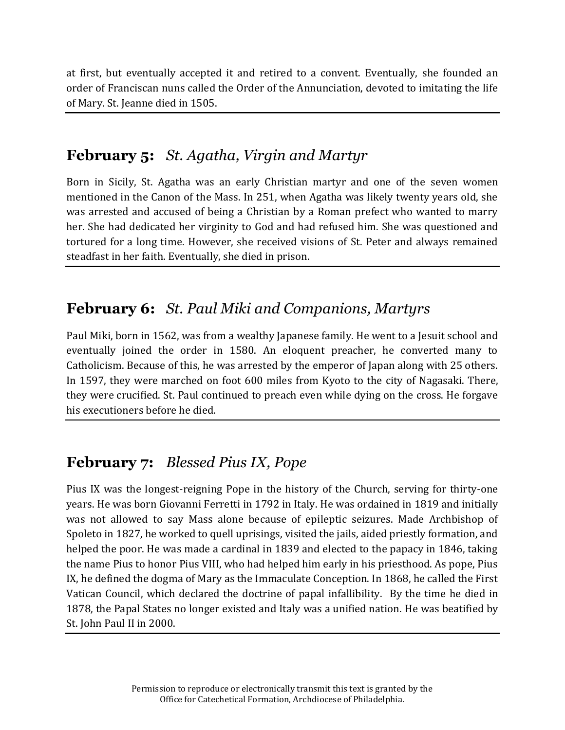at first, but eventually accepted it and retired to a convent. Eventually, she founded an order of Franciscan nuns called the Order of the Annunciation, devoted to imitating the life of Mary. St. Jeanne died in 1505.

---

## **February 5:** *St. Agatha, Virgin and Martyr*

Born in Sicily, St. Agatha was an early Christian martyr and one of the seven women mentioned in the Canon of the Mass. In 251, when Agatha was likely twenty years old, she was arrested and accused of being a Christian by a Roman prefect who wanted to marry her. She had dedicated her virginity to God and had refused him. She was questioned and tortured for a long time. However, she received visions of St. Peter and always remained steadfast in her faith. Eventually, she died in prison.

---

## **February 6:** *St. Paul Miki and Companions, Martyrs*

Paul Miki, born in 1562, was from a wealthy Japanese family. He went to a Jesuit school and eventually joined the order in 1580. An eloquent preacher, he converted many to Catholicism. Because of this, he was arrested by the emperor of Japan along with 25 others. In 1597, they were marched on foot 600 miles from Kyoto to the city of Nagasaki. There, they were crucified. St. Paul continued to preach even while dying on the cross. He forgave his executioners before he died.

---

## **February 7:** *Blessed Pius IX, Pope*

Pius IX was the longest-reigning Pope in the history of the Church, serving for thirty-one years. He was born Giovanni Ferretti in 1792 in Italy. He was ordained in 1819 and initially was not allowed to say Mass alone because of epileptic seizures. Made Archbishop of Spoleto in 1827, he worked to quell uprisings, visited the jails, aided priestly formation, and helped the poor. He was made a cardinal in 1839 and elected to the papacy in 1846, taking the name Pius to honor Pius VIII, who had helped him early in his priesthood. As pope, Pius IX, he defined the dogma of Mary as the Immaculate Conception. In 1868, he called the First Vatican Council, which declared the doctrine of papal infallibility. By the time he died in 1878, the Papal States no longer existed and Italy was a unified nation. He was beatified by St. John Paul II in 2000.

---

Permission to reproduce or electronically transmit this text is granted by the Office for Catechetical Formation, Archdiocese of Philadelphia.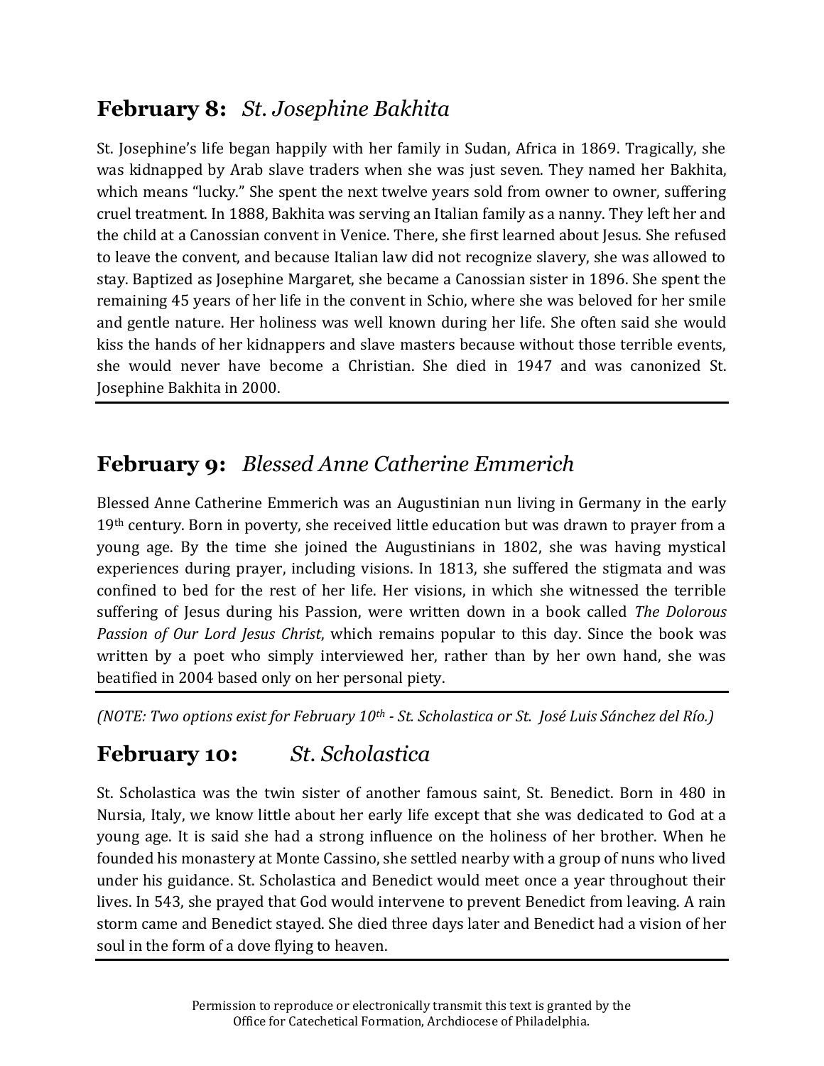## **February 8:** *St. Josephine Bakhita*

St. Josephine's life began happily with her family in Sudan, Africa in 1869. Tragically, she was kidnapped by Arab slave traders when she was just seven. They named her Bakhita, which means "lucky." She spent the next twelve years sold from owner to owner, suffering cruel treatment. In 1888, Bakhita was serving an Italian family as a nanny. They left her and the child at a Canossian convent in Venice. There, she first learned about Jesus. She refused to leave the convent, and because Italian law did not recognize slavery, she was allowed to stay. Baptized as Josephine Margaret, she became a Canossian sister in 1896. She spent the remaining 45 years of her life in the convent in Schio, where she was beloved for her smile and gentle nature. Her holiness was well known during her life. She often said she would kiss the hands of her kidnappers and slave masters because without those terrible events, she would never have become a Christian. She died in 1947 and was canonized St. Josephine Bakhita in 2000.

---

## **February 9:** *Blessed Anne Catherine Emmerich*

Blessed Anne Catherine Emmerich was an Augustinian nun living in Germany in the early 19th century. Born in poverty, she received little education but was drawn to prayer from a young age. By the time she joined the Augustinians in 1802, she was having mystical experiences during prayer, including visions. In 1813, she suffered the stigmata and was confined to bed for the rest of her life. Her visions, in which she witnessed the terrible suffering of Jesus during his Passion, were written down in a book called *The Dolorous Passion of Our Lord Jesus Christ*, which remains popular to this day. Since the book was written by a poet who simply interviewed her, rather than by her own hand, she was beatified in 2004 based only on her personal piety.

---

*(NOTE: Two options exist for February 10th - St. Scholastica or St. José Luis Sánchez del Río.)*

## **February 10:** *St. Scholastica*

St. Scholastica was the twin sister of another famous saint, St. Benedict. Born in 480 in Nursia, Italy, we know little about her early life except that she was dedicated to God at a young age. It is said she had a strong influence on the holiness of her brother. When he founded his monastery at Monte Cassino, she settled nearby with a group of nuns who lived under his guidance. St. Scholastica and Benedict would meet once a year throughout their lives. In 543, she prayed that God would intervene to prevent Benedict from leaving. A rain storm came and Benedict stayed. She died three days later and Benedict had a vision of her soul in the form of a dove flying to heaven.

---

Permission to reproduce or electronically transmit this text is granted by the Office for Catechetical Formation, Archdiocese of Philadelphia.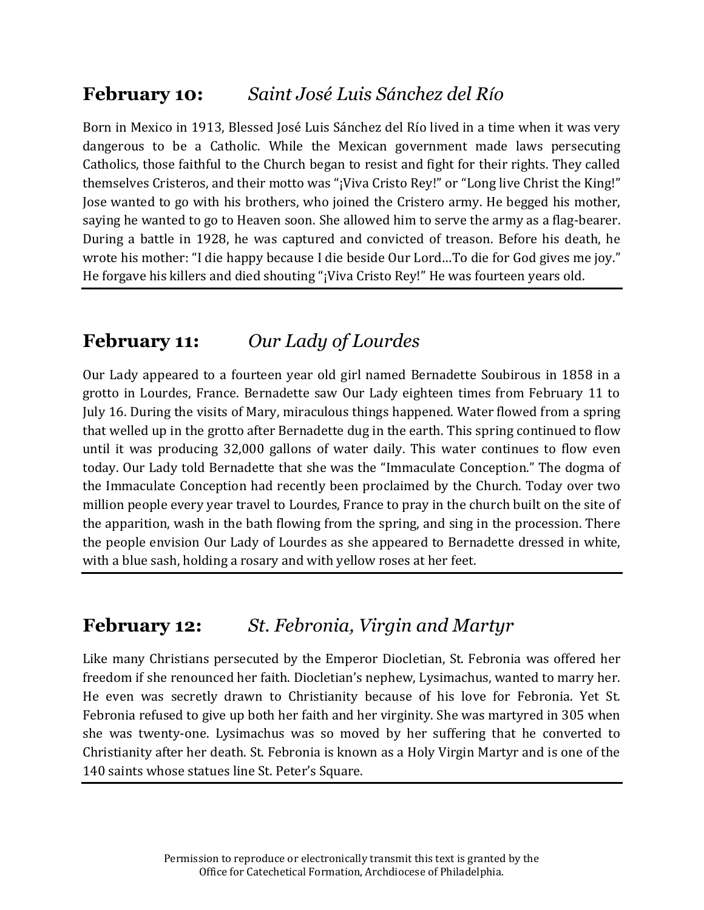## **February 10:** *Saint José Luis Sánchez del Río*

Born in Mexico in 1913, Blessed José Luis Sánchez del Río lived in a time when it was very dangerous to be a Catholic. While the Mexican government made laws persecuting Catholics, those faithful to the Church began to resist and fight for their rights. They called themselves Cristeros, and their motto was "¡Viva Cristo Rey!" or "Long live Christ the King!" Jose wanted to go with his brothers, who joined the Cristero army. He begged his mother, saying he wanted to go to Heaven soon. She allowed him to serve the army as a flag-bearer. During a battle in 1928, he was captured and convicted of treason. Before his death, he wrote his mother: "I die happy because I die beside Our Lord…To die for God gives me joy." He forgave his killers and died shouting "¡Viva Cristo Rey!" He was fourteen years old.

---

## **February 11:** *Our Lady of Lourdes*

Our Lady appeared to a fourteen year old girl named Bernadette Soubirous in 1858 in a grotto in Lourdes, France. Bernadette saw Our Lady eighteen times from February 11 to July 16. During the visits of Mary, miraculous things happened. Water flowed from a spring that welled up in the grotto after Bernadette dug in the earth. This spring continued to flow until it was producing 32,000 gallons of water daily. This water continues to flow even today. Our Lady told Bernadette that she was the "Immaculate Conception." The dogma of the Immaculate Conception had recently been proclaimed by the Church. Today over two million people every year travel to Lourdes, France to pray in the church built on the site of the apparition, wash in the bath flowing from the spring, and sing in the procession. There the people envision Our Lady of Lourdes as she appeared to Bernadette dressed in white, with a blue sash, holding a rosary and with yellow roses at her feet.

---

## **February 12:** *St. Febronia, Virgin and Martyr*

Like many Christians persecuted by the Emperor Diocletian, St. Febronia was offered her freedom if she renounced her faith. Diocletian's nephew, Lysimachus, wanted to marry her. He even was secretly drawn to Christianity because of his love for Febronia. Yet St. Febronia refused to give up both her faith and her virginity. She was martyred in 305 when she was twenty-one. Lysimachus was so moved by her suffering that he converted to Christianity after her death. St. Febronia is known as a Holy Virgin Martyr and is one of the 140 saints whose statues line St. Peter's Square.

---

Permission to reproduce or electronically transmit this text is granted by the Office for Catechetical Formation, Archdiocese of Philadelphia.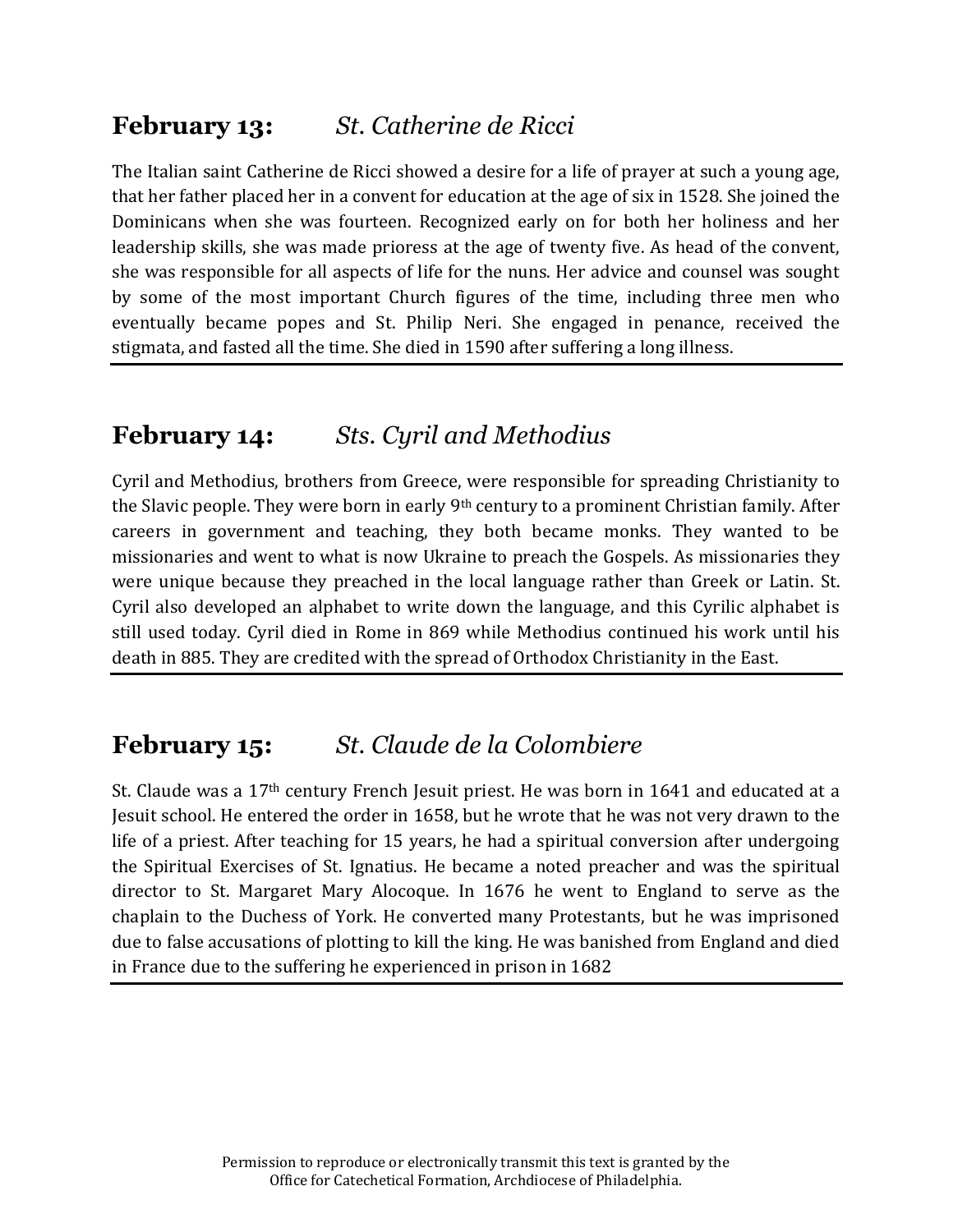## **February 13:** *St. Catherine de Ricci*

The Italian saint Catherine de Ricci showed a desire for a life of prayer at such a young age, that her father placed her in a convent for education at the age of six in 1528. She joined the Dominicans when she was fourteen. Recognized early on for both her holiness and her leadership skills, she was made prioress at the age of twenty five. As head of the convent, she was responsible for all aspects of life for the nuns. Her advice and counsel was sought by some of the most important Church figures of the time, including three men who eventually became popes and St. Philip Neri. She engaged in penance, received the stigmata, and fasted all the time. She died in 1590 after suffering a long illness.

---

## **February 14:** *Sts. Cyril and Methodius*

Cyril and Methodius, brothers from Greece, were responsible for spreading Christianity to the Slavic people. They were born in early 9th century to a prominent Christian family. After careers in government and teaching, they both became monks. They wanted to be missionaries and went to what is now Ukraine to preach the Gospels. As missionaries they were unique because they preached in the local language rather than Greek or Latin. St. Cyril also developed an alphabet to write down the language, and this Cyrilic alphabet is still used today. Cyril died in Rome in 869 while Methodius continued his work until his death in 885. They are credited with the spread of Orthodox Christianity in the East.

---

## **February 15:** *St. Claude de la Colombiere*

St. Claude was a 17th century French Jesuit priest. He was born in 1641 and educated at a Jesuit school. He entered the order in 1658, but he wrote that he was not very drawn to the life of a priest. After teaching for 15 years, he had a spiritual conversion after undergoing the Spiritual Exercises of St. Ignatius. He became a noted preacher and was the spiritual director to St. Margaret Mary Alocoque. In 1676 he went to England to serve as the chaplain to the Duchess of York. He converted many Protestants, but he was imprisoned due to false accusations of plotting to kill the king. He was banished from England and died in France due to the suffering he experienced in prison in 1682

---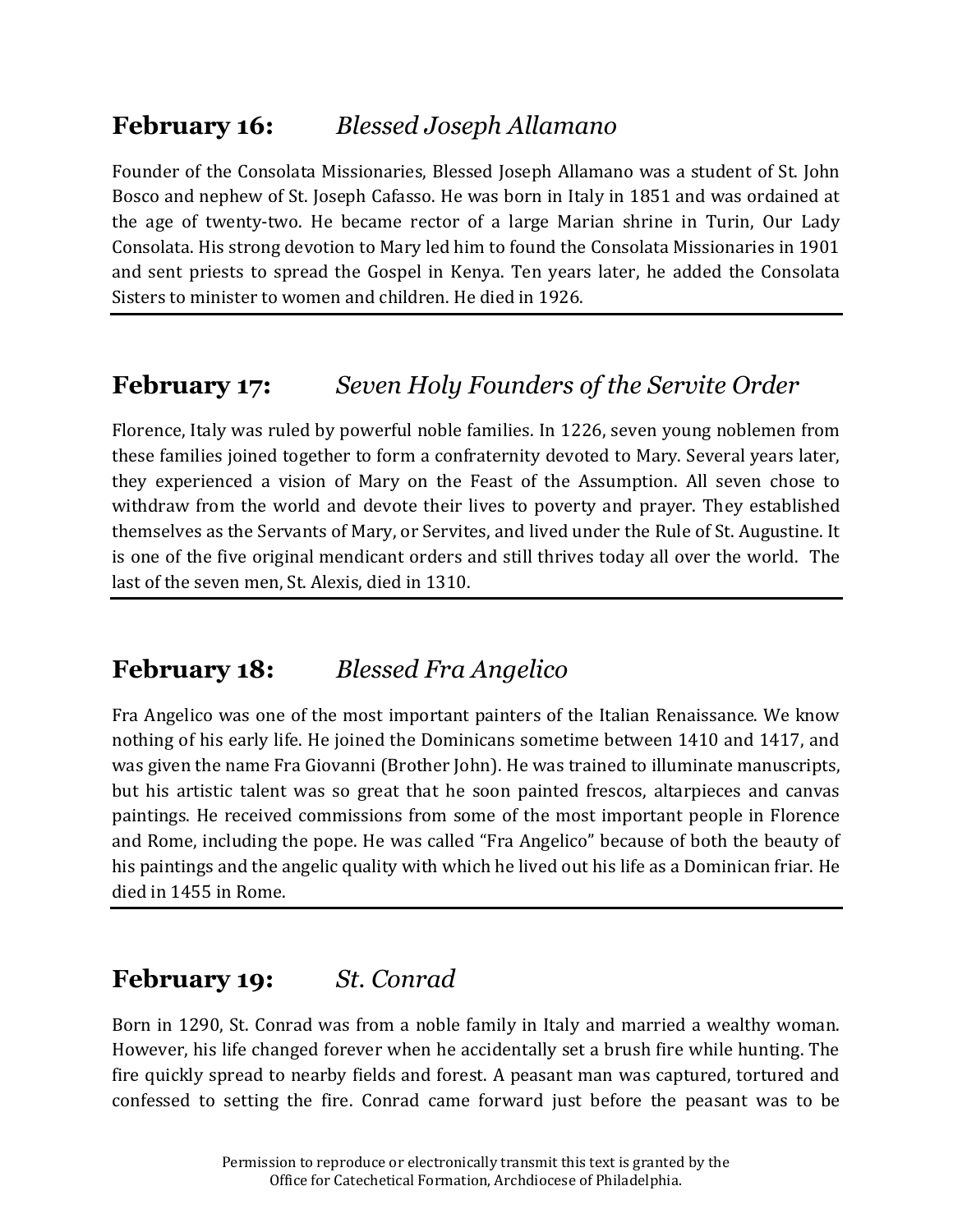## February 16: *Blessed Joseph Allamano*

Founder of the Consolata Missionaries, Blessed Joseph Allamano was a student of St. John Bosco and nephew of St. Joseph Cafasso. He was born in Italy in 1851 and was ordained at the age of twenty-two. He became rector of a large Marian shrine in Turin, Our Lady Consolata. His strong devotion to Mary led him to found the Consolata Missionaries in 1901 and sent priests to spread the Gospel in Kenya. Ten years later, he added the Consolata Sisters to minister to women and children. He died in 1926.

---

## February 17: *Seven Holy Founders of the Servite Order*

Florence, Italy was ruled by powerful noble families. In 1226, seven young noblemen from these families joined together to form a confraternity devoted to Mary. Several years later, they experienced a vision of Mary on the Feast of the Assumption. All seven chose to withdraw from the world and devote their lives to poverty and prayer. They established themselves as the Servants of Mary, or Servites, and lived under the Rule of St. Augustine. It is one of the five original mendicant orders and still thrives today all over the world. The last of the seven men, St. Alexis, died in 1310.

---

## February 18: *Blessed Fra Angelico*

Fra Angelico was one of the most important painters of the Italian Renaissance. We know nothing of his early life. He joined the Dominicans sometime between 1410 and 1417, and was given the name Fra Giovanni (Brother John). He was trained to illuminate manuscripts, but his artistic talent was so great that he soon painted frescos, altarpieces and canvas paintings. He received commissions from some of the most important people in Florence and Rome, including the pope. He was called "Fra Angelico" because of both the beauty of his paintings and the angelic quality with which he lived out his life as a Dominican friar. He died in 1455 in Rome.

---

## February 19: *St. Conrad*

Born in 1290, St. Conrad was from a noble family in Italy and married a wealthy woman. However, his life changed forever when he accidentally set a brush fire while hunting. The fire quickly spread to nearby fields and forest. A peasant man was captured, tortured and confessed to setting the fire. Conrad came forward just before the peasant was to be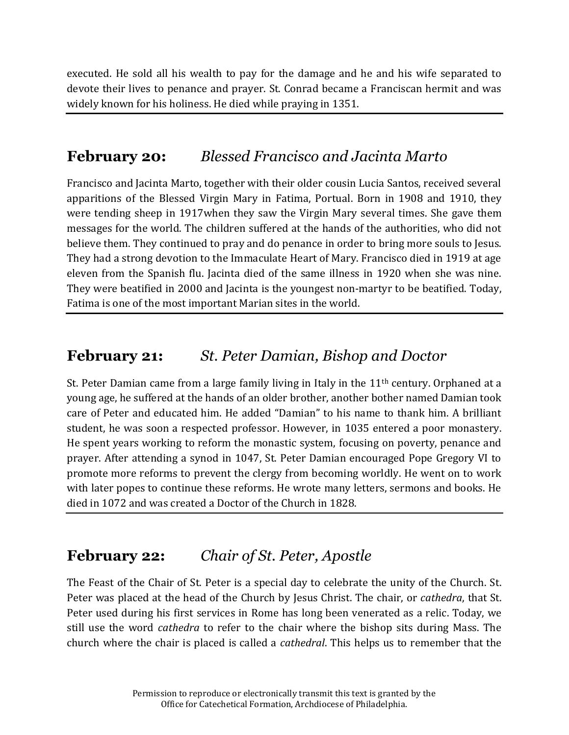executed. He sold all his wealth to pay for the damage and he and his wife separated to devote their lives to penance and prayer. St. Conrad became a Franciscan hermit and was widely known for his holiness. He died while praying in 1351.

## **February 20:** *Blessed Francisco and Jacinta Marto*

Francisco and Jacinta Marto, together with their older cousin Lucia Santos, received several apparitions of the Blessed Virgin Mary in Fatima, Portual. Born in 1908 and 1910, they were tending sheep in 1917when they saw the Virgin Mary several times. She gave them messages for the world. The children suffered at the hands of the authorities, who did not believe them. They continued to pray and do penance in order to bring more souls to Jesus. They had a strong devotion to the Immaculate Heart of Mary. Francisco died in 1919 at age eleven from the Spanish flu. Jacinta died of the same illness in 1920 when she was nine. They were beatified in 2000 and Jacinta is the youngest non-martyr to be beatified. Today, Fatima is one of the most important Marian sites in the world.

## **February 21:** *St. Peter Damian, Bishop and Doctor*

St. Peter Damian came from a large family living in Italy in the 11th century. Orphaned at a young age, he suffered at the hands of an older brother, another bother named Damian took care of Peter and educated him. He added "Damian" to his name to thank him. A brilliant student, he was soon a respected professor. However, in 1035 entered a poor monastery. He spent years working to reform the monastic system, focusing on poverty, penance and prayer. After attending a synod in 1047, St. Peter Damian encouraged Pope Gregory VI to promote more reforms to prevent the clergy from becoming worldly. He went on to work with later popes to continue these reforms. He wrote many letters, sermons and books. He died in 1072 and was created a Doctor of the Church in 1828.

## **February 22:** *Chair of St. Peter, Apostle*

The Feast of the Chair of St. Peter is a special day to celebrate the unity of the Church. St. Peter was placed at the head of the Church by Jesus Christ. The chair, or *cathedra*, that St. Peter used during his first services in Rome has long been venerated as a relic. Today, we still use the word *cathedra* to refer to the chair where the bishop sits during Mass. The church where the chair is placed is called a *cathedral*. This helps us to remember that the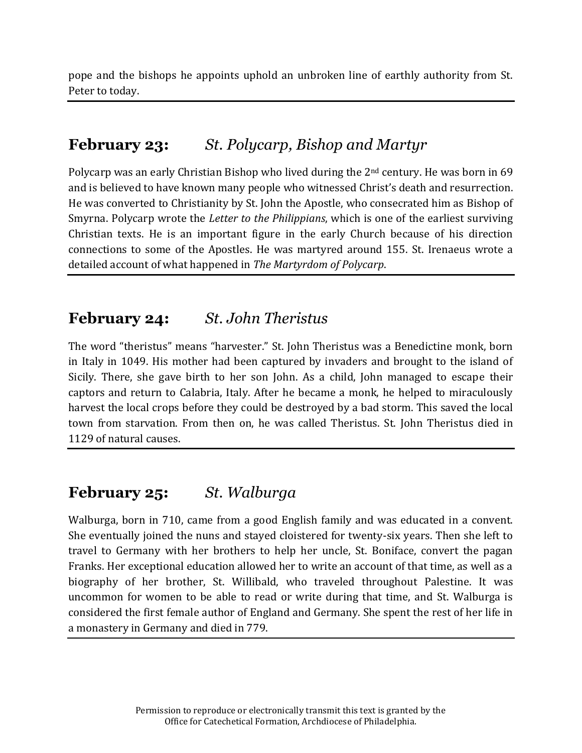pope and the bishops he appoints uphold an unbroken line of earthly authority from St. Peter to today.

---

## February 23: *St. Polycarp, Bishop and Martyr*

Polycarp was an early Christian Bishop who lived during the 2nd century. He was born in 69 and is believed to have known many people who witnessed Christ's death and resurrection. He was converted to Christianity by St. John the Apostle, who consecrated him as Bishop of Smyrna. Polycarp wrote the *Letter to the Philippians*, which is one of the earliest surviving Christian texts. He is an important figure in the early Church because of his direction connections to some of the Apostles. He was martyred around 155. St. Irenaeus wrote a detailed account of what happened in *The Martyrdom of Polycarp*.

---

## February 24: *St. John Theristus*

The word "theristus" means "harvester." St. John Theristus was a Benedictine monk, born in Italy in 1049. His mother had been captured by invaders and brought to the island of Sicily. There, she gave birth to her son John. As a child, John managed to escape their captors and return to Calabria, Italy. After he became a monk, he helped to miraculously harvest the local crops before they could be destroyed by a bad storm. This saved the local town from starvation. From then on, he was called Theristus. St. John Theristus died in 1129 of natural causes.

---

## February 25: *St. Walburga*

Walburga, born in 710, came from a good English family and was educated in a convent. She eventually joined the nuns and stayed cloistered for twenty-six years. Then she left to travel to Germany with her brothers to help her uncle, St. Boniface, convert the pagan Franks. Her exceptional education allowed her to write an account of that time, as well as a biography of her brother, St. Willibald, who traveled throughout Palestine. It was uncommon for women to be able to read or write during that time, and St. Walburga is considered the first female author of England and Germany. She spent the rest of her life in a monastery in Germany and died in 779.

---

Permission to reproduce or electronically transmit this text is granted by the Office for Catechetical Formation, Archdiocese of Philadelphia.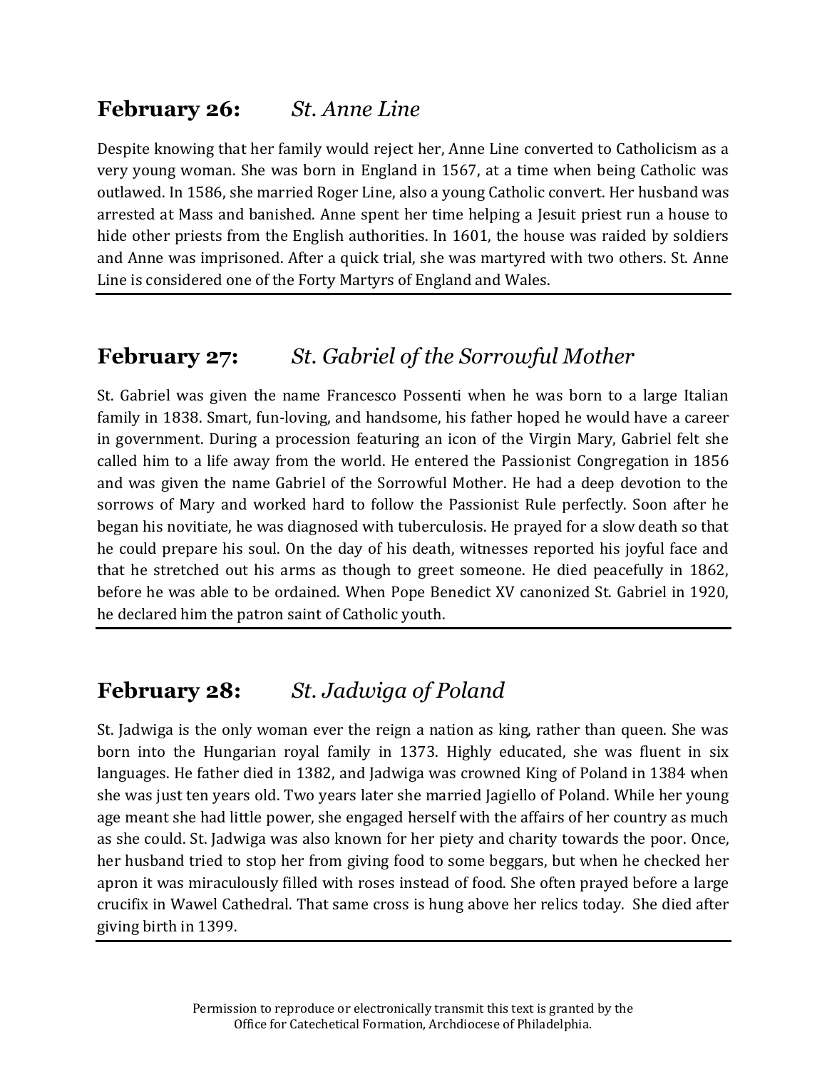## **February 26:** *St. Anne Line*

Despite knowing that her family would reject her, Anne Line converted to Catholicism as a very young woman. She was born in England in 1567, at a time when being Catholic was outlawed. In 1586, she married Roger Line, also a young Catholic convert. Her husband was arrested at Mass and banished. Anne spent her time helping a Jesuit priest run a house to hide other priests from the English authorities. In 1601, the house was raided by soldiers and Anne was imprisoned. After a quick trial, she was martyred with two others. St. Anne Line is considered one of the Forty Martyrs of England and Wales.

---

## **February 27:** *St. Gabriel of the Sorrowful Mother*

St. Gabriel was given the name Francesco Possenti when he was born to a large Italian family in 1838. Smart, fun-loving, and handsome, his father hoped he would have a career in government. During a procession featuring an icon of the Virgin Mary, Gabriel felt she called him to a life away from the world. He entered the Passionist Congregation in 1856 and was given the name Gabriel of the Sorrowful Mother. He had a deep devotion to the sorrows of Mary and worked hard to follow the Passionist Rule perfectly. Soon after he began his novitiate, he was diagnosed with tuberculosis. He prayed for a slow death so that he could prepare his soul. On the day of his death, witnesses reported his joyful face and that he stretched out his arms as though to greet someone. He died peacefully in 1862, before he was able to be ordained. When Pope Benedict XV canonized St. Gabriel in 1920, he declared him the patron saint of Catholic youth.

---

## **February 28:** *St. Jadwiga of Poland*

St. Jadwiga is the only woman ever the reign a nation as king, rather than queen. She was born into the Hungarian royal family in 1373. Highly educated, she was fluent in six languages. He father died in 1382, and Jadwiga was crowned King of Poland in 1384 when she was just ten years old. Two years later she married Jagiello of Poland. While her young age meant she had little power, she engaged herself with the affairs of her country as much as she could. St. Jadwiga was also known for her piety and charity towards the poor. Once, her husband tried to stop her from giving food to some beggars, but when he checked her apron it was miraculously filled with roses instead of food. She often prayed before a large crucifix in Wawel Cathedral. That same cross is hung above her relics today. She died after giving birth in 1399.

---

Permission to reproduce or electronically transmit this text is granted by the Office for Catechetical Formation, Archdiocese of Philadelphia.